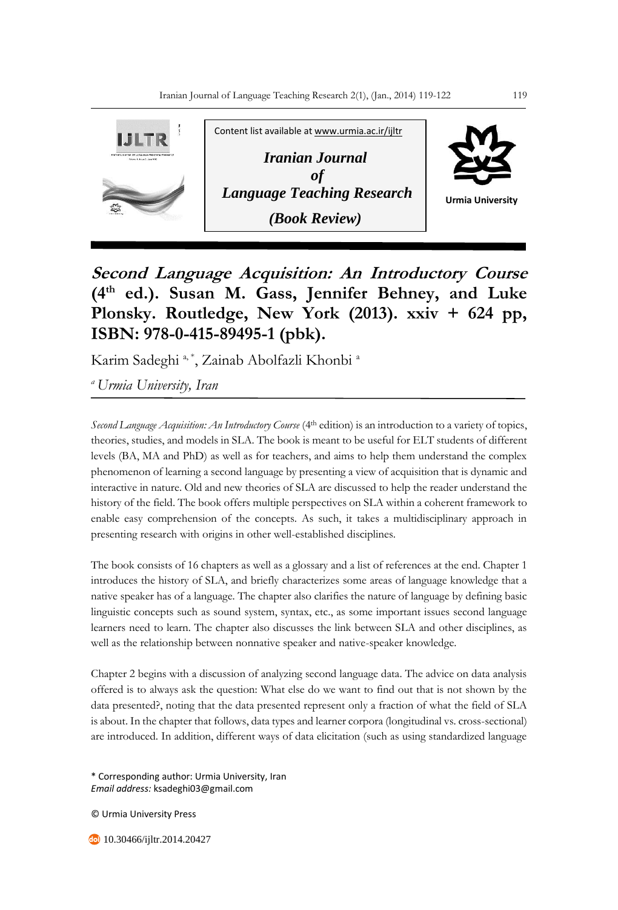Content list available at www.urmia.ac.ir/ijltr

***Iranian Journal of Language Teaching Research***

***(Book Review)***

Urmia University

# *Second Language Acquisition: An Introductory Course* (4th ed.). Susan M. Gass, Jennifer Behney, and Luke Plonsky. Routledge, New York (2013). xxiv + 624 pp, ISBN: 978-0-415-89495-1 (pbk).

Karim Sadeghi [a, *], Zainab Abolfazli Khonbi [a]

[a] *Urmia University, Iran*

---

*Second Language Acquisition: An Introductory Course* (4th edition) is an introduction to a variety of topics, theories, studies, and models in SLA. The book is meant to be useful for ELT students of different levels (BA, MA and PhD) as well as for teachers, and aims to help them understand the complex phenomenon of learning a second language by presenting a view of acquisition that is dynamic and interactive in nature. Old and new theories of SLA are discussed to help the reader understand the history of the field. The book offers multiple perspectives on SLA within a coherent framework to enable easy comprehension of the concepts. As such, it takes a multidisciplinary approach in presenting research with origins in other well-established disciplines.

The book consists of 16 chapters as well as a glossary and a list of references at the end. Chapter 1 introduces the history of SLA, and briefly characterizes some areas of language knowledge that a native speaker has of a language. The chapter also clarifies the nature of language by defining basic linguistic concepts such as sound system, syntax, etc., as some important issues second language learners need to learn. The chapter also discusses the link between SLA and other disciplines, as well as the relationship between nonnative speaker and native-speaker knowledge.

Chapter 2 begins with a discussion of analyzing second language data. The advice on data analysis offered is to always ask the question: What else do we want to find out that is not shown by the data presented?, noting that the data presented represent only a fraction of what the field of SLA is about. In the chapter that follows, data types and learner corpora (longitudinal vs. cross-sectional) are introduced. In addition, different ways of data elicitation (such as using standardized language

\* Corresponding author: Urmia University, Iran
*Email address:* ksadeghi03@gmail.com

© Urmia University Press

10.30466/ijltr.2014.20427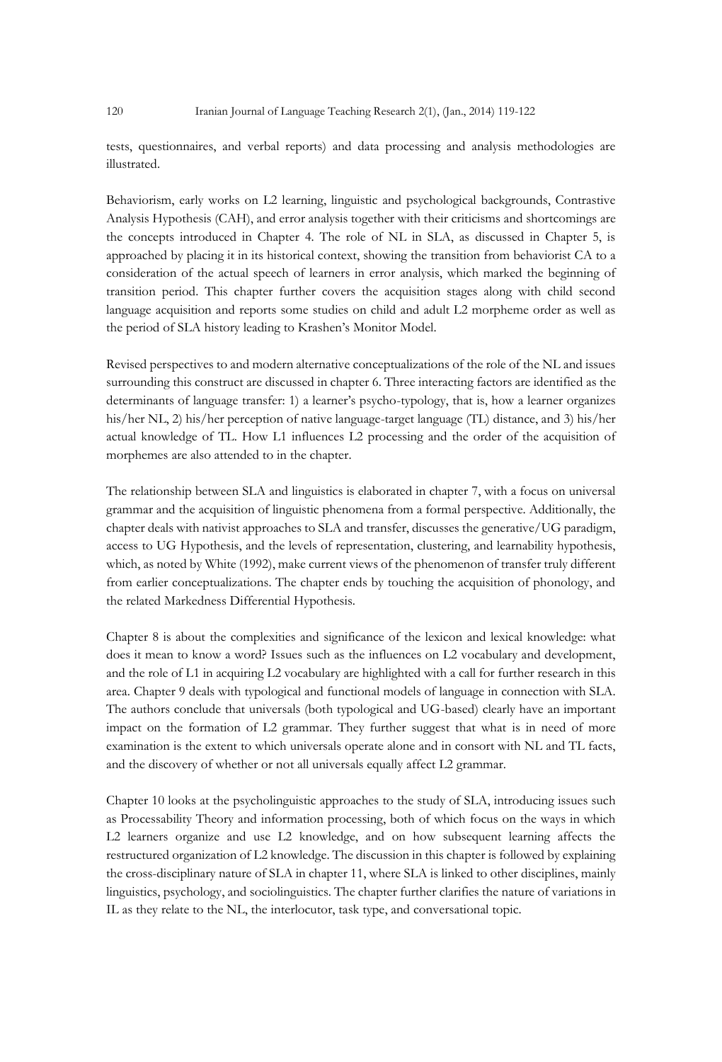tests, questionnaires, and verbal reports) and data processing and analysis methodologies are illustrated.

Behaviorism, early works on L2 learning, linguistic and psychological backgrounds, Contrastive Analysis Hypothesis (CAH), and error analysis together with their criticisms and shortcomings are the concepts introduced in Chapter 4. The role of NL in SLA, as discussed in Chapter 5, is approached by placing it in its historical context, showing the transition from behaviorist CA to a consideration of the actual speech of learners in error analysis, which marked the beginning of transition period. This chapter further covers the acquisition stages along with child second language acquisition and reports some studies on child and adult L2 morpheme order as well as the period of SLA history leading to Krashen's Monitor Model.

Revised perspectives to and modern alternative conceptualizations of the role of the NL and issues surrounding this construct are discussed in chapter 6. Three interacting factors are identified as the determinants of language transfer: 1) a learner's psycho-typology, that is, how a learner organizes his/her NL, 2) his/her perception of native language-target language (TL) distance, and 3) his/her actual knowledge of TL. How L1 influences L2 processing and the order of the acquisition of morphemes are also attended to in the chapter.

The relationship between SLA and linguistics is elaborated in chapter 7, with a focus on universal grammar and the acquisition of linguistic phenomena from a formal perspective. Additionally, the chapter deals with nativist approaches to SLA and transfer, discusses the generative/UG paradigm, access to UG Hypothesis, and the levels of representation, clustering, and learnability hypothesis, which, as noted by White (1992), make current views of the phenomenon of transfer truly different from earlier conceptualizations. The chapter ends by touching the acquisition of phonology, and the related Markedness Differential Hypothesis.

Chapter 8 is about the complexities and significance of the lexicon and lexical knowledge: what does it mean to know a word? Issues such as the influences on L2 vocabulary and development, and the role of L1 in acquiring L2 vocabulary are highlighted with a call for further research in this area. Chapter 9 deals with typological and functional models of language in connection with SLA. The authors conclude that universals (both typological and UG-based) clearly have an important impact on the formation of L2 grammar. They further suggest that what is in need of more examination is the extent to which universals operate alone and in consort with NL and TL facts, and the discovery of whether or not all universals equally affect L2 grammar.

Chapter 10 looks at the psycholinguistic approaches to the study of SLA, introducing issues such as Processability Theory and information processing, both of which focus on the ways in which L2 learners organize and use L2 knowledge, and on how subsequent learning affects the restructured organization of L2 knowledge. The discussion in this chapter is followed by explaining the cross-disciplinary nature of SLA in chapter 11, where SLA is linked to other disciplines, mainly linguistics, psychology, and sociolinguistics. The chapter further clarifies the nature of variations in IL as they relate to the NL, the interlocutor, task type, and conversational topic.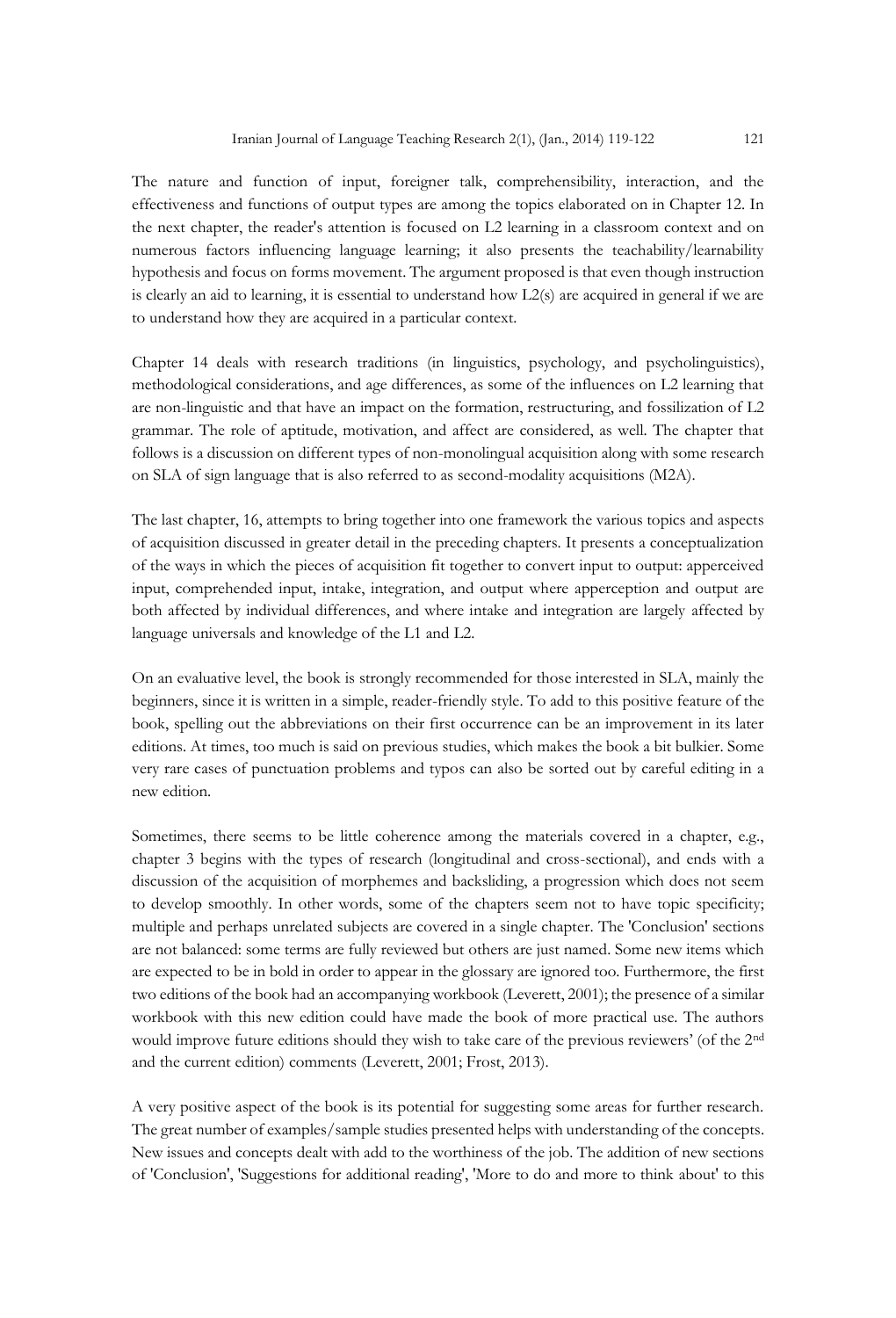The nature and function of input, foreigner talk, comprehensibility, interaction, and the effectiveness and functions of output types are among the topics elaborated on in Chapter 12. In the next chapter, the reader's attention is focused on L2 learning in a classroom context and on numerous factors influencing language learning; it also presents the teachability/learnability hypothesis and focus on forms movement. The argument proposed is that even though instruction is clearly an aid to learning, it is essential to understand how L2(s) are acquired in general if we are to understand how they are acquired in a particular context.

Chapter 14 deals with research traditions (in linguistics, psychology, and psycholinguistics), methodological considerations, and age differences, as some of the influences on L2 learning that are non-linguistic and that have an impact on the formation, restructuring, and fossilization of L2 grammar. The role of aptitude, motivation, and affect are considered, as well. The chapter that follows is a discussion on different types of non-monolingual acquisition along with some research on SLA of sign language that is also referred to as second-modality acquisitions (M2A).

The last chapter, 16, attempts to bring together into one framework the various topics and aspects of acquisition discussed in greater detail in the preceding chapters. It presents a conceptualization of the ways in which the pieces of acquisition fit together to convert input to output: apperceived input, comprehended input, intake, integration, and output where apperception and output are both affected by individual differences, and where intake and integration are largely affected by language universals and knowledge of the L1 and L2.

On an evaluative level, the book is strongly recommended for those interested in SLA, mainly the beginners, since it is written in a simple, reader-friendly style. To add to this positive feature of the book, spelling out the abbreviations on their first occurrence can be an improvement in its later editions. At times, too much is said on previous studies, which makes the book a bit bulkier. Some very rare cases of punctuation problems and typos can also be sorted out by careful editing in a new edition.

Sometimes, there seems to be little coherence among the materials covered in a chapter, e.g., chapter 3 begins with the types of research (longitudinal and cross-sectional), and ends with a discussion of the acquisition of morphemes and backsliding, a progression which does not seem to develop smoothly. In other words, some of the chapters seem not to have topic specificity; multiple and perhaps unrelated subjects are covered in a single chapter. The 'Conclusion' sections are not balanced: some terms are fully reviewed but others are just named. Some new items which are expected to be in bold in order to appear in the glossary are ignored too. Furthermore, the first two editions of the book had an accompanying workbook (Leverett, 2001); the presence of a similar workbook with this new edition could have made the book of more practical use. The authors would improve future editions should they wish to take care of the previous reviewers' (of the 2nd and the current edition) comments (Leverett, 2001; Frost, 2013).

A very positive aspect of the book is its potential for suggesting some areas for further research. The great number of examples/sample studies presented helps with understanding of the concepts. New issues and concepts dealt with add to the worthiness of the job. The addition of new sections of 'Conclusion', 'Suggestions for additional reading', 'More to do and more to think about' to this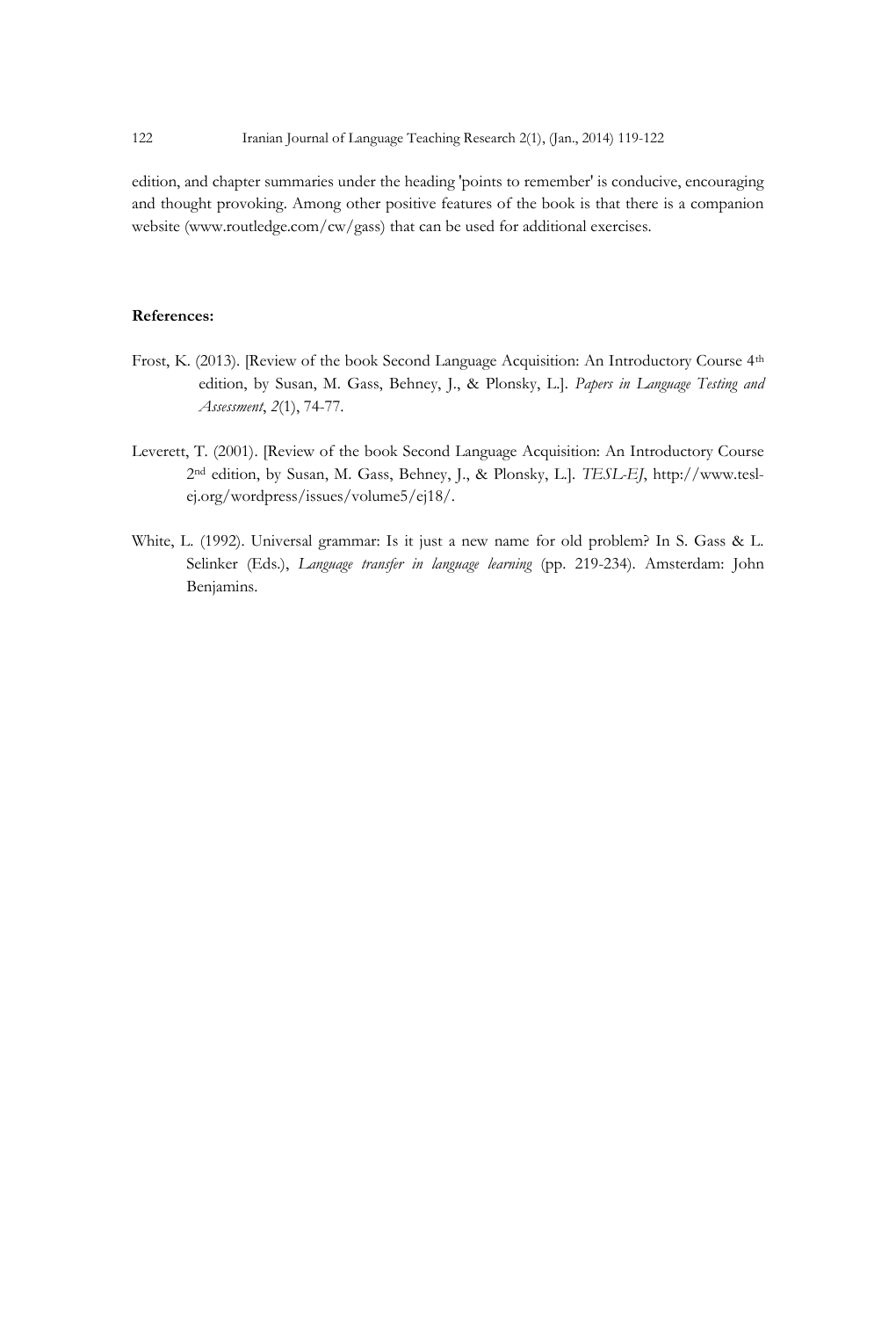edition, and chapter summaries under the heading 'points to remember' is conducive, encouraging and thought provoking. Among other positive features of the book is that there is a companion website (www.routledge.com/cw/gass) that can be used for additional exercises.

**References:**

Frost, K. (2013). [Review of the book Second Language Acquisition: An Introductory Course 4th edition, by Susan, M. Gass, Behney, J., & Plonsky, L.]. *Papers in Language Testing and Assessment*, *2*(1), 74-77.

Leverett, T. (2001). [Review of the book Second Language Acquisition: An Introductory Course 2nd edition, by Susan, M. Gass, Behney, J., & Plonsky, L.]. *TESL-EJ*, http://www.tesl-ej.org/wordpress/issues/volume5/ej18/.

White, L. (1992). Universal grammar: Is it just a new name for old problem? In S. Gass & L. Selinker (Eds.), *Language transfer in language learning* (pp. 219-234). Amsterdam: John Benjamins.